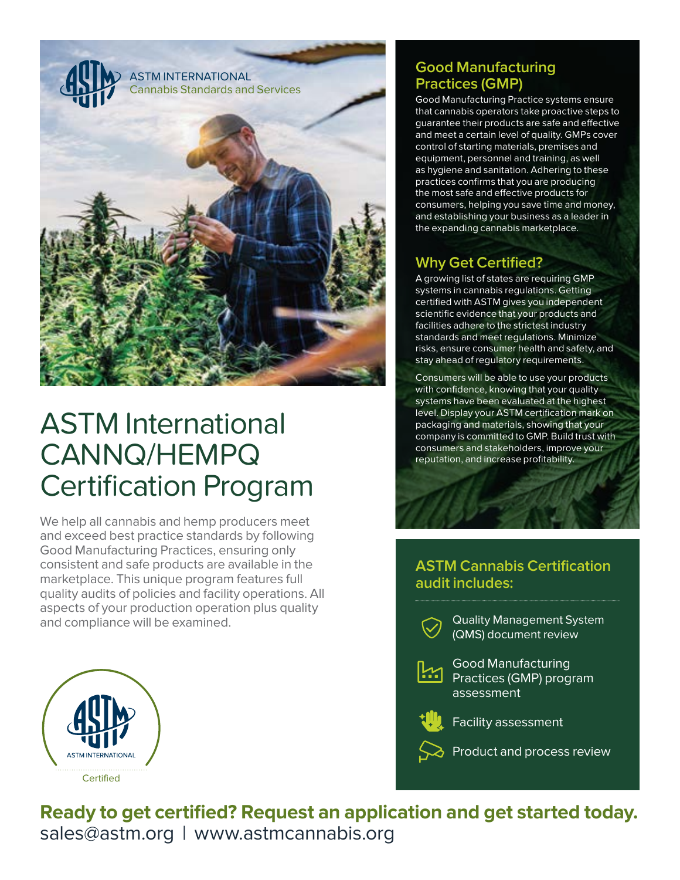ASTM INTERNATIONAL
Cannabis Standards and Services

# ASTM International CANNQ/HEMPQ Certification Program

We help all cannabis and hemp producers meet and exceed best practice standards by following Good Manufacturing Practices, ensuring only consistent and safe products are available in the marketplace. This unique program features full quality audits of policies and facility operations. All aspects of your production operation plus quality and compliance will be examined.

ASTM INTERNATIONAL
Certified

## Good Manufacturing Practices (GMP)

Good Manufacturing Practice systems ensure that cannabis operators take proactive steps to guarantee their products are safe and effective and meet a certain level of quality. GMPs cover control of starting materials, premises and equipment, personnel and training, as well as hygiene and sanitation. Adhering to these practices confirms that you are producing the most safe and effective products for consumers, helping you save time and money, and establishing your business as a leader in the expanding cannabis marketplace.

## Why Get Certified?

A growing list of states are requiring GMP systems in cannabis regulations. Getting certified with ASTM gives you independent scientific evidence that your products and facilities adhere to the strictest industry standards and meet regulations. Minimize risks, ensure consumer health and safety, and stay ahead of regulatory requirements.

Consumers will be able to use your products with confidence, knowing that your quality systems have been evaluated at the highest level. Display your ASTM certification mark on packaging and materials, showing that your company is committed to GMP. Build trust with consumers and stakeholders, improve your reputation, and increase profitability.

## ASTM Cannabis Certification audit includes:

- Quality Management System (QMS) document review
- Good Manufacturing Practices (GMP) program assessment
- Facility assessment
- Product and process review

**Ready to get certified? Request an application and get started today.**

sales@astm.org | www.astmcannabis.org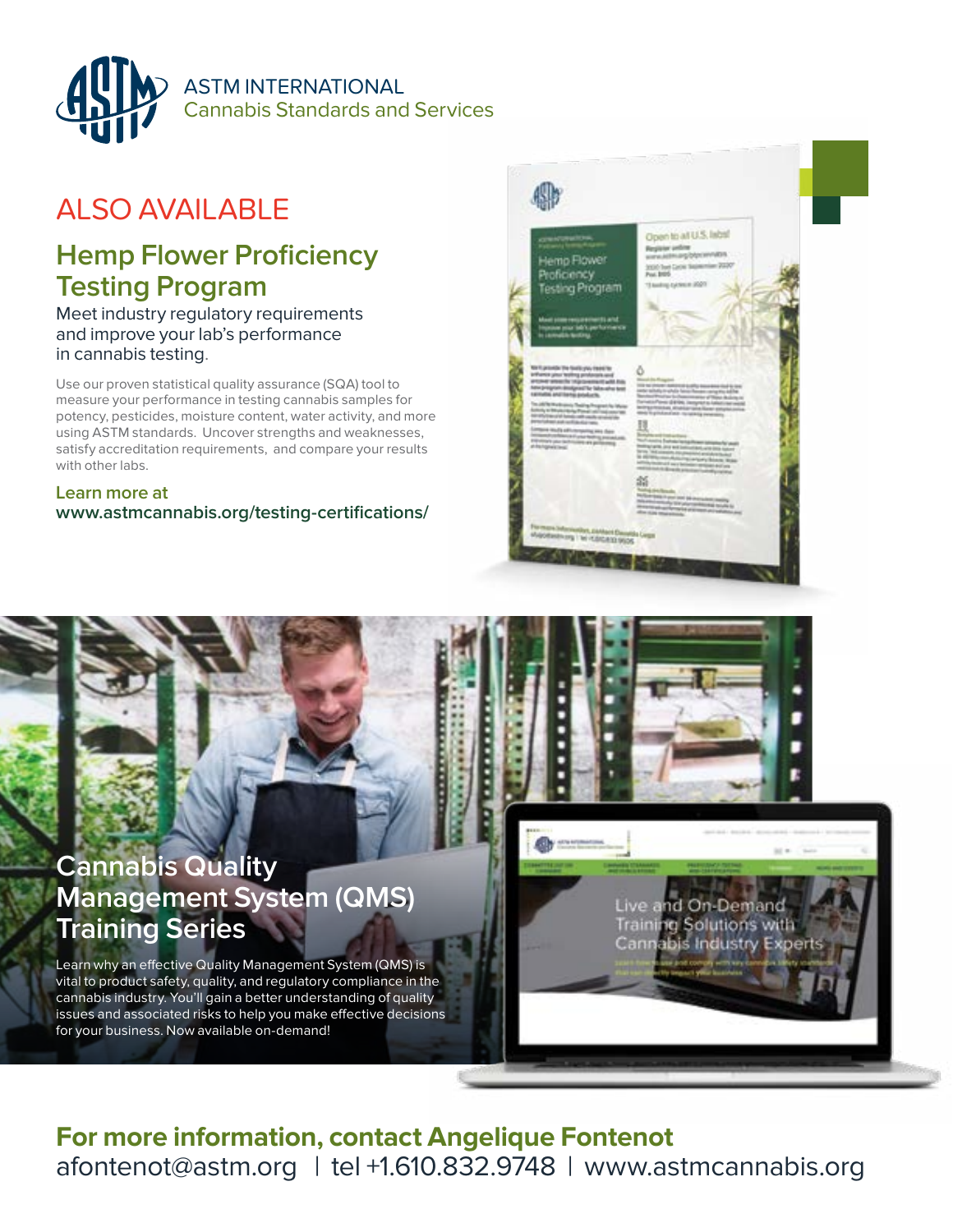ASTM INTERNATIONAL
Cannabis Standards and Services

# ALSO AVAILABLE

## Hemp Flower Proficiency Testing Program

Meet industry regulatory requirements and improve your lab's performance in cannabis testing.

Use our proven statistical quality assurance (SQA) tool to measure your performance in testing cannabis samples for potency, pesticides, moisture content, water activity, and more using ASTM standards. Uncover strengths and weaknesses, satisfy accreditation requirements, and compare your results with other labs.

**Learn more at**
**www.astmcannabis.org/testing-certifications/**

## Cannabis Quality Management System (QMS) Training Series

Learn why an effective Quality Management System (QMS) is vital to product safety, quality, and regulatory compliance in the cannabis industry. You'll gain a better understanding of quality issues and associated risks to help you make effective decisions for your business. Now available on-demand!

**For more information, contact Angelique Fontenot**
afontenot@astm.org | tel +1.610.832.9748 | www.astmcannabis.org